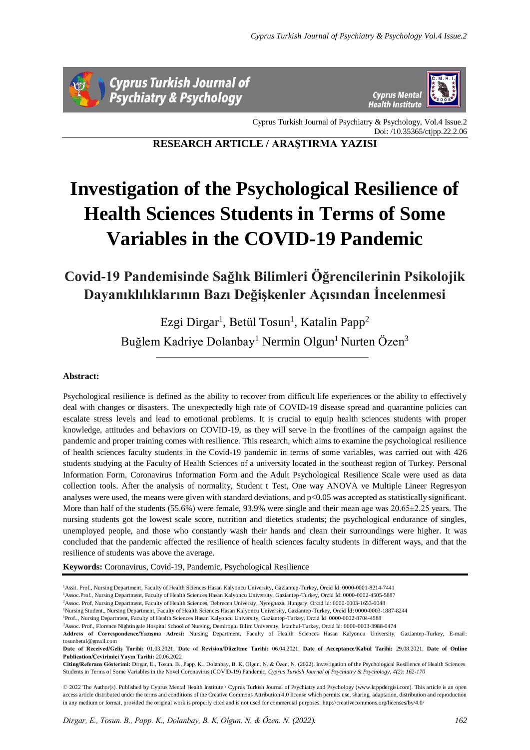RESEARCH ARTICLE / ARAŞTIRMA YAZISI

# Investigation of the Psychological Resilience of Health Sciences Students in Terms of Some Variables in the COVID-19 Pandemic

## Covid-19 Pandemisinde Sağlık Bilimleri Öğrencilerinin Psikolojik Dayanıklılıklarının Bazı Değişkenler Açısından İncelenmesi

Ezgi Dirgar[1], Betül Tosun[1], Katalin Papp[2]
Buğlem Kadriye Dolanbay[1] Nermin Olgun[1] Nurten Özen[3]

**Abstract:**

Psychological resilience is defined as the ability to recover from difficult life experiences or the ability to effectively deal with changes or disasters. The unexpectedly high rate of COVID-19 disease spread and quarantine policies can escalate stress levels and lead to emotional problems. It is crucial to equip health sciences students with proper knowledge, attitudes and behaviors on COVID-19, as they will serve in the frontlines of the campaign against the pandemic and proper training comes with resilience. This research, which aims to examine the psychological resilience of health sciences faculty students in the Covid-19 pandemic in terms of some variables, was carried out with 426 students studying at the Faculty of Health Sciences of a university located in the southeast region of Turkey. Personal Information Form, Coronavirus Information Form and the Adult Psychological Resilience Scale were used as data collection tools. After the analysis of normality, Student t Test, One way ANOVA ve Multiple Lineer Regresyon analyses were used, the means were given with standard deviations, and $p<0.05$ was accepted as statistically significant. More than half of the students (55.6%) were female, 93.9% were single and their mean age was 20.65±2.25 years. The nursing students got the lowest scale score, nutrition and dietetics students; the psychological endurance of singles, unemployed people, and those who constantly wash their hands and clean their surroundings were higher. It was concluded that the pandemic affected the resilience of health sciences faculty students in different ways, and that the resilience of students was above the average.

**Keywords:** Coronavirus, Covid-19, Pandemic, Psychological Resilience

[1]Assit. Prof., Nursing Department, Faculty of Health Sciences Hasan Kalyoncu University, Gaziantep-Turkey, Orcid İd: 0000-0001-8214-7441
[1]Assoc.Prof., Nursing Department, Faculty of Health Sciences Hasan Kalyoncu University, Gaziantep-Turkey, Orcid İd: 0000-0002-4505-5887
[2]Assoc. Prof, Nursing Department, Faculty of Health Sciences, Debrecen Universty, Nyreghaza, Hungary, Orcid İd: 0000-0003-1653-6048
[1]Nursing Student., Nursing Department, Faculty of Health Sciences Hasan Kalyoncu University, Gaziantep-Turkey, Orcid İd: 0000-0003-1887-8244
[1]Prof.., Nursing Department, Faculty of Health Sciences Hasan Kalyoncu University, Gaziantep-Turkey, Orcid İd: 0000-0002-8704-4588
[3]Assoc. Prof., Florence Nightingale Hospital School of Nursing, Demiroglu Bilim University, İstanbul-Turkey, Orcid İd: 0000-0003-3988-0474

**Address of Correspondence/Yazışma Adresi:** Nursing Department, Faculty of Health Sciences Hasan Kalyoncu University, Gaziantep-Turkey, E-mail: tosunbetul@gmail.com

**Date of Received/Geliş Tarihi:** 01.03.2021, **Date of Revision/Düzeltme Tarihi:** 06.04.2021, **Date of Acceptance/Kabul Tarihi:** 29.08.2021, **Date of Online Publication/Çevirimiçi Yayın Tarihi:** 20.06.2022

**Citing/Referans Gösterimi:** Dirgar, E., Tosun. B., Papp. K., Dolanbay, B. K, Olgun. N. & Özen. N. (2022). Investigation of the Psychological Resilience of Health Sciences Students in Terms of Some Variables in the Novel Coronavirus (COVID-19) Pandemic, *Cyprus Turkish Journal of Psychiatry & Psychology, 4(2): 162-170*

© 2022 The Author(s). Published by Cyprus Mental Health Institute / Cyprus Turkish Journal of Psychiatry and Psychology (www.ktppdergisi.com). This article is an open access article distributed under the terms and conditions of the Creative Commons Attribution 4.0 license which permits use, sharing, adaptation, distribution and reproduction in any medium or format, provided the original work is properly cited and is not used for commercial purposes. http://creativecommons.org/licenses/by/4.0/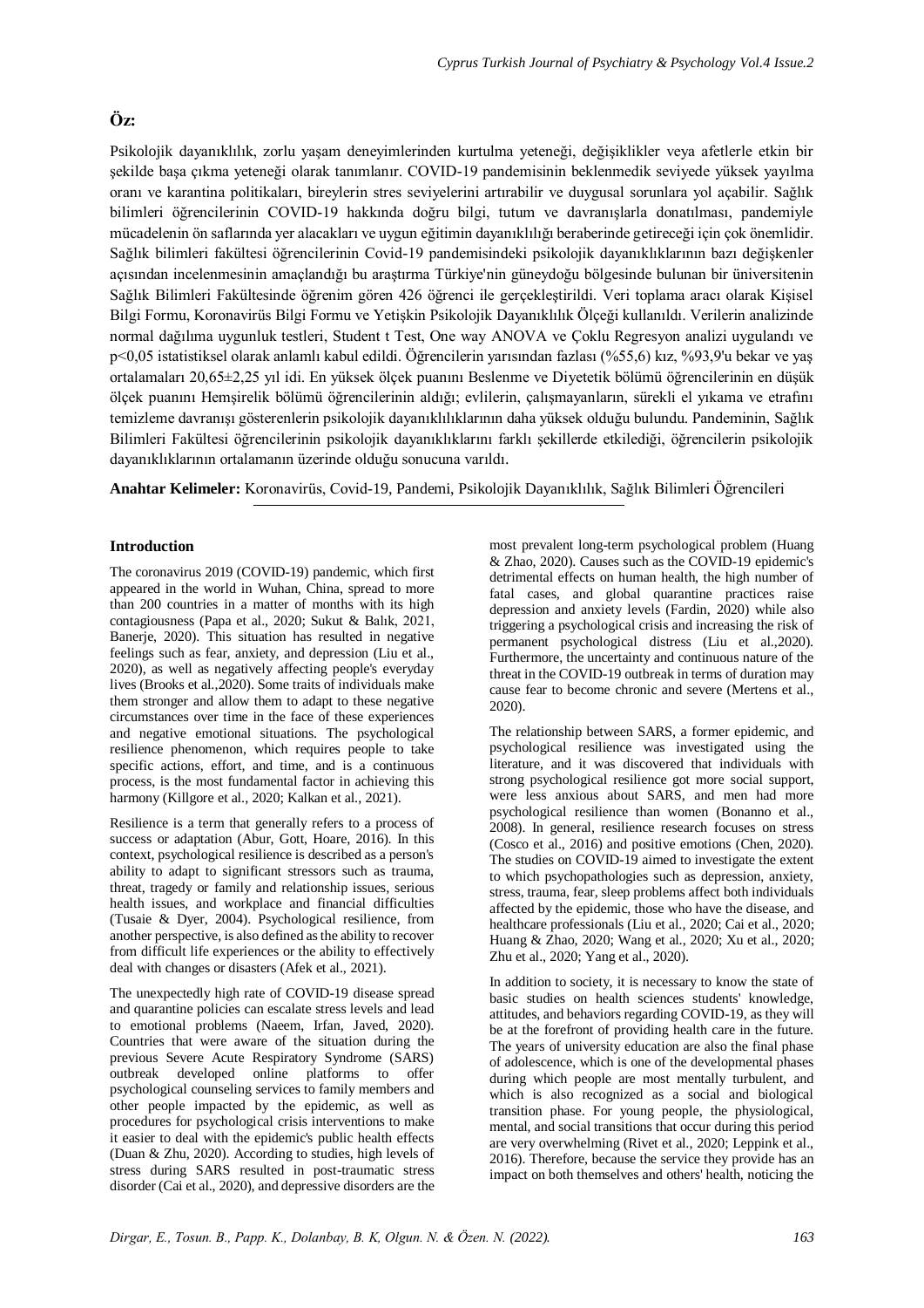## Öz:

Psikolojik dayanıklılık, zorlu yaşam deneyimlerinden kurtulma yeteneği, değişiklikler veya afetlerle etkin bir şekilde başa çıkma yeteneği olarak tanımlanır. COVID-19 pandemisinin beklenmedik seviyede yüksek yayılma oranı ve karantina politikaları, bireylerin stres seviyelerini artırabilir ve duygusal sorunlara yol açabilir. Sağlık bilimleri öğrencilerinin COVID-19 hakkında doğru bilgi, tutum ve davranışlarla donatılması, pandemiyle mücadelenin ön saflarında yer alacakları ve uygun eğitimin dayanıklılığı beraberinde getireceği için çok önemlidir. Sağlık bilimleri fakültesi öğrencilerinin Covid-19 pandemisindeki psikolojik dayanıklılıklarının bazı değişkenler açısından incelenmesinin amaçlandığı bu araştırma Türkiye'nin güneydoğu bölgesinde bulunan bir üniversitenin Sağlık Bilimleri Fakültesinde öğrenim gören 426 öğrenci ile gerçekleştirildi. Veri toplama aracı olarak Kişisel Bilgi Formu, Koronavirüs Bilgi Formu ve Yetişkin Psikolojik Dayanıklılık Ölçeği kullanıldı. Verilerin analizinde normal dağılıma uygunluk testleri, Student t Test, One way ANOVA ve Çoklu Regresyon analizi uygulandı ve p<0,05 istatistiksel olarak anlamlı kabul edildi. Öğrencilerin yarısından fazlası (%55,6) kız, %93,9'u bekar ve yaş ortalamaları 20,65±2,25 yıl idi. En yüksek ölçek puanını Beslenme ve Diyetetik bölümü öğrencilerinin en düşük ölçek puanını Hemşirelik bölümü öğrencilerinin aldığı; evlilerin, çalışmayanların, sürekli el yıkama ve etrafını temizleme davranışı gösterenlerin psikolojik dayanıklılıklarının daha yüksek olduğu bulundu. Pandeminin, Sağlık Bilimleri Fakültesi öğrencilerinin psikolojik dayanıklılıklarını farklı şekillerde etkilediği, öğrencilerin psikolojik dayanıklılıklarının ortalamanın üzerinde olduğu sonucuna varıldı.

**Anahtar Kelimeler:** Koronavirüs, Covid-19, Pandemi, Psikolojik Dayanıklılık, Sağlık Bilimleri Öğrencileri

### Introduction

The coronavirus 2019 (COVID-19) pandemic, which first appeared in the world in Wuhan, China, spread to more than 200 countries in a matter of months with its high contagiousness (Papa et al., 2020; Sukut & Balık, 2021, Banerje, 2020). This situation has resulted in negative feelings such as fear, anxiety, and depression (Liu et al., 2020), as well as negatively affecting people's everyday lives (Brooks et al.,2020). Some traits of individuals make them stronger and allow them to adapt to these negative circumstances over time in the face of these experiences and negative emotional situations. The psychological resilience phenomenon, which requires people to take specific actions, effort, and time, and is a continuous process, is the most fundamental factor in achieving this harmony (Killgore et al., 2020; Kalkan et al., 2021).

Resilience is a term that generally refers to a process of success or adaptation (Abur, Gott, Hoare, 2016). In this context, psychological resilience is described as a person's ability to adapt to significant stressors such as trauma, threat, tragedy or family and relationship issues, serious health issues, and workplace and financial difficulties (Tusaie & Dyer, 2004). Psychological resilience, from another perspective, is also defined as the ability to recover from difficult life experiences or the ability to effectively deal with changes or disasters (Afek et al., 2021).

The unexpectedly high rate of COVID-19 disease spread and quarantine policies can escalate stress levels and lead to emotional problems (Naeem, Irfan, Javed, 2020). Countries that were aware of the situation during the previous Severe Acute Respiratory Syndrome (SARS) outbreak developed online platforms to offer psychological counseling services to family members and other people impacted by the epidemic, as well as procedures for psychological crisis interventions to make it easier to deal with the epidemic's public health effects (Duan & Zhu, 2020). According to studies, high levels of stress during SARS resulted in post-traumatic stress disorder (Cai et al., 2020), and depressive disorders are the most prevalent long-term psychological problem (Huang & Zhao, 2020). Causes such as the COVID-19 epidemic's detrimental effects on human health, the high number of fatal cases, and global quarantine practices raise depression and anxiety levels (Fardin, 2020) while also triggering a psychological crisis and increasing the risk of permanent psychological distress (Liu et al.,2020). Furthermore, the uncertainty and continuous nature of the threat in the COVID-19 outbreak in terms of duration may cause fear to become chronic and severe (Mertens et al., 2020).

The relationship between SARS, a former epidemic, and psychological resilience was investigated using the literature, and it was discovered that individuals with strong psychological resilience got more social support, were less anxious about SARS, and men had more psychological resilience than women (Bonanno et al., 2008). In general, resilience research focuses on stress (Cosco et al., 2016) and positive emotions (Chen, 2020). The studies on COVID-19 aimed to investigate the extent to which psychopathologies such as depression, anxiety, stress, trauma, fear, sleep problems affect both individuals affected by the epidemic, those who have the disease, and healthcare professionals (Liu et al., 2020; Cai et al., 2020; Huang & Zhao, 2020; Wang et al., 2020; Xu et al., 2020; Zhu et al., 2020; Yang et al., 2020).

In addition to society, it is necessary to know the state of basic studies on health sciences students' knowledge, attitudes, and behaviors regarding COVID-19, as they will be at the forefront of providing health care in the future. The years of university education are also the final phase of adolescence, which is one of the developmental phases during which people are most mentally turbulent, and which is also recognized as a social and biological transition phase. For young people, the physiological, mental, and social transitions that occur during this period are very overwhelming (Rivet et al., 2020; Leppink et al., 2016). Therefore, because the service they provide has an impact on both themselves and others' health, noticing the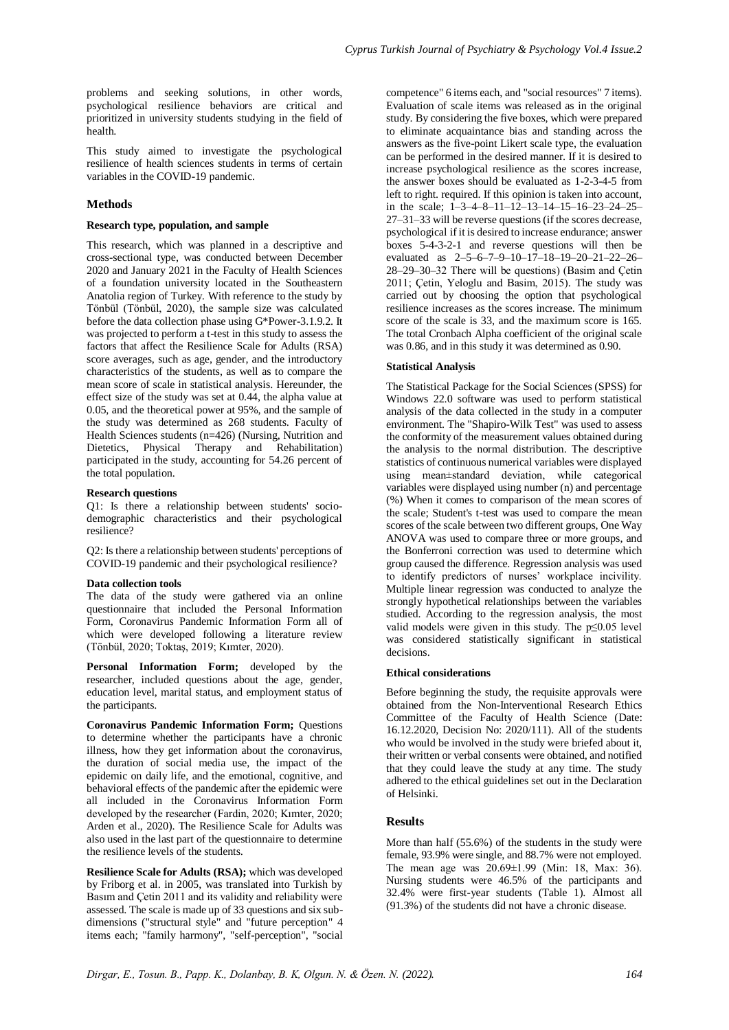problems and seeking solutions, in other words, psychological resilience behaviors are critical and prioritized in university students studying in the field of health.

This study aimed to investigate the psychological resilience of health sciences students in terms of certain variables in the COVID-19 pandemic.

## Methods

### Research type, population, and sample

This research, which was planned in a descriptive and cross-sectional type, was conducted between December 2020 and January 2021 in the Faculty of Health Sciences of a foundation university located in the Southeastern Anatolia region of Turkey. With reference to the study by Tönbül (Tönbül, 2020), the sample size was calculated before the data collection phase using G*Power-3.1.9.2. It was projected to perform a t-test in this study to assess the factors that affect the Resilience Scale for Adults (RSA) score averages, such as age, gender, and the introductory characteristics of the students, as well as to compare the mean score of scale in statistical analysis. Hereunder, the effect size of the study was set at 0.44, the alpha value at 0.05, and the theoretical power at 95%, and the sample of the study was determined as 268 students. Faculty of Health Sciences students (n=426) (Nursing, Nutrition and Dietetics, Physical Therapy and Rehabilitation) participated in the study, accounting for 54.26 percent of the total population.

### Research questions

Q1: Is there a relationship between students' socio-demographic characteristics and their psychological resilience?

Q2: Is there a relationship between students' perceptions of COVID-19 pandemic and their psychological resilience?

### Data collection tools

The data of the study were gathered via an online questionnaire that included the Personal Information Form, Coronavirus Pandemic Information Form all of which were developed following a literature review (Tönbül, 2020; Toktaş, 2019; Kımter, 2020).

**Personal Information Form;** developed by the researcher, included questions about the age, gender, education level, marital status, and employment status of the participants.

**Coronavirus Pandemic Information Form;** Questions to determine whether the participants have a chronic illness, how they get information about the coronavirus, the duration of social media use, the impact of the epidemic on daily life, and the emotional, cognitive, and behavioral effects of the pandemic after the epidemic were all included in the Coronavirus Information Form developed by the researcher (Fardin, 2020; Kımter, 2020; Arden et al., 2020). The Resilience Scale for Adults was also used in the last part of the questionnaire to determine the resilience levels of the students.

**Resilience Scale for Adults (RSA);** which was developed by Friborg et al. in 2005, was translated into Turkish by Basım and Çetin 2011 and its validity and reliability were assessed. The scale is made up of 33 questions and six sub-dimensions ("structural style" and "future perception" 4 items each; "family harmony", "self-perception", "social competence" 6 items each, and "social resources" 7 items). Evaluation of scale items was released as in the original study. By considering the five boxes, which were prepared to eliminate acquaintance bias and standing across the answers as the five-point Likert scale type, the evaluation can be performed in the desired manner. If it is desired to increase psychological resilience as the scores increase, the answer boxes should be evaluated as 1-2-3-4-5 from left to right. required. If this opinion is taken into account, in the scale; 1–3–4–8–11–12–13–14–15–16–23–24–25–27–31–33 will be reverse questions (if the scores decrease, psychological if it is desired to increase endurance; answer boxes 5-4-3-2-1 and reverse questions will then be evaluated as 2–5–6–7–9–10–17–18–19–20–21–22–26–28–29–30–32 There will be questions) (Basim and Çetin 2011; Çetin, Yeloglu and Basim, 2015). The study was carried out by choosing the option that psychological resilience increases as the scores increase. The minimum score of the scale is 33, and the maximum score is 165. The total Cronbach Alpha coefficient of the original scale was 0.86, and in this study it was determined as 0.90.

### Statistical Analysis

The Statistical Package for the Social Sciences (SPSS) for Windows 22.0 software was used to perform statistical analysis of the data collected in the study in a computer environment. The "Shapiro-Wilk Test" was used to assess the conformity of the measurement values obtained during the analysis to the normal distribution. The descriptive statistics of continuous numerical variables were displayed using mean±standard deviation, while categorical variables were displayed using number (n) and percentage (%) When it comes to comparison of the mean scores of the scale; Student's t-test was used to compare the mean scores of the scale between two different groups, One Way ANOVA was used to compare three or more groups, and the Bonferroni correction was used to determine which group caused the difference. Regression analysis was used to identify predictors of nurses' workplace incivility. Multiple linear regression was conducted to analyze the strongly hypothetical relationships between the variables studied. According to the regression analysis, the most valid models were given in this study. The $p \leq 0.05$ level was considered statistically significant in statistical decisions.

### Ethical considerations

Before beginning the study, the requisite approvals were obtained from the Non-Interventional Research Ethics Committee of the Faculty of Health Science (Date: 16.12.2020, Decision No: 2020/111). All of the students who would be involved in the study were briefed about it, their written or verbal consents were obtained, and notified that they could leave the study at any time. The study adhered to the ethical guidelines set out in the Declaration of Helsinki.

## Results

More than half (55.6%) of the students in the study were female, 93.9% were single, and 88.7% were not employed. The mean age was 20.69±1.99 (Min: 18, Max: 36). Nursing students were 46.5% of the participants and 32.4% were first-year students (Table 1). Almost all (91.3%) of the students did not have a chronic disease.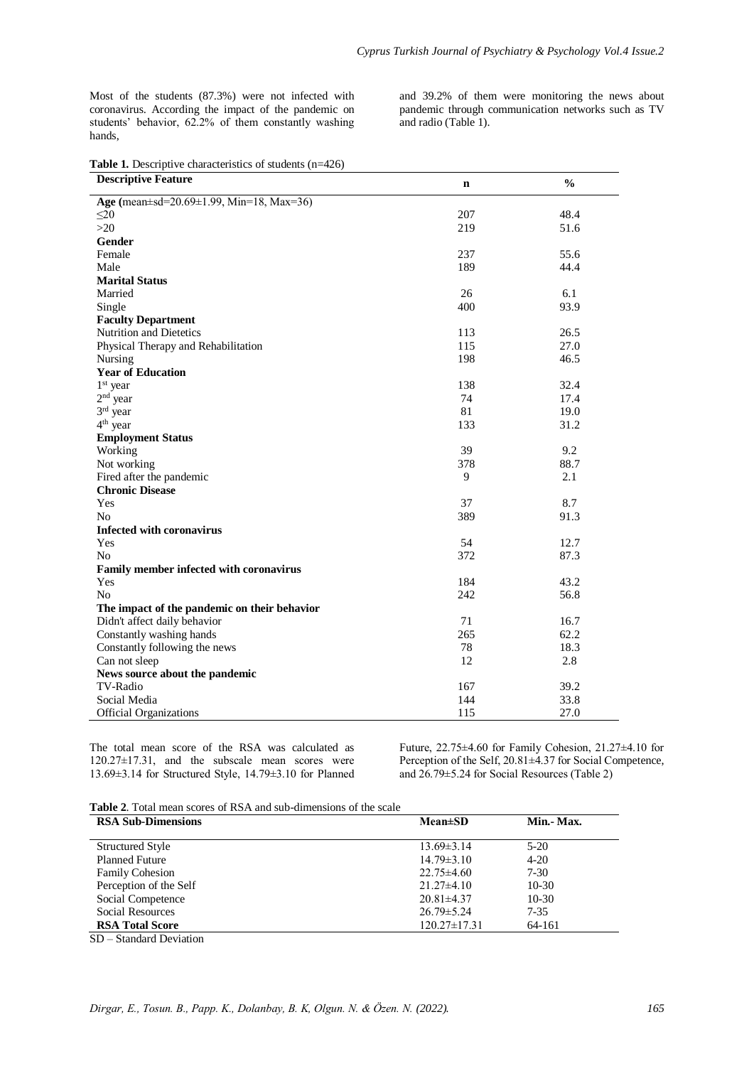Most of the students (87.3%) were not infected with coronavirus. According the impact of the pandemic on students' behavior, 62.2% of them constantly washing hands, and 39.2% of them were monitoring the news about pandemic through communication networks such as TV and radio (Table 1).

**Table 1.** Descriptive characteristics of students (n=426)

| Descriptive Feature | n | % |
|---|---|---|
| **Age (**mean±sd=20.69±1.99, Min=18, Max=36) | | |
| ≤20 | 207 | 48.4 |
| >20 | 219 | 51.6 |
| **Gender** | | |
| Female | 237 | 55.6 |
| Male | 189 | 44.4 |
| **Marital Status** | | |
| Married | 26 | 6.1 |
| Single | 400 | 93.9 |
| **Faculty Department** | | |
| Nutrition and Dietetics | 113 | 26.5 |
| Physical Therapy and Rehabilitation | 115 | 27.0 |
| Nursing | 198 | 46.5 |
| **Year of Education** | | |
| 1st year | 138 | 32.4 |
| 2nd year | 74 | 17.4 |
| 3rd year | 81 | 19.0 |
| 4th year | 133 | 31.2 |
| **Employment Status** | | |
| Working | 39 | 9.2 |
| Not working | 378 | 88.7 |
| Fired after the pandemic | 9 | 2.1 |
| **Chronic Disease** | | |
| Yes | 37 | 8.7 |
| No | 389 | 91.3 |
| **Infected with coronavirus** | | |
| Yes | 54 | 12.7 |
| No | 372 | 87.3 |
| **Family member infected with coronavirus** | | |
| Yes | 184 | 43.2 |
| No | 242 | 56.8 |
| **The impact of the pandemic on their behavior** | | |
| Didn't affect daily behavior | 71 | 16.7 |
| Constantly washing hands | 265 | 62.2 |
| Constantly following the news | 78 | 18.3 |
| Can not sleep | 12 | 2.8 |
| **News source about the pandemic** | | |
| TV-Radio | 167 | 39.2 |
| Social Media | 144 | 33.8 |
| Official Organizations | 115 | 27.0 |

The total mean score of the RSA was calculated as 120.27±17.31, and the subscale mean scores were 13.69±3.14 for Structured Style, 14.79±3.10 for Planned Future, 22.75±4.60 for Family Cohesion, 21.27±4.10 for Perception of the Self, 20.81±4.37 for Social Competence, and 26.79±5.24 for Social Resources (Table 2)

**Table 2**. Total mean scores of RSA and sub-dimensions of the scale

| RSA Sub-Dimensions | Mean±SD | Min.- Max. |
|---|---|---|
| Structured Style | 13.69±3.14 | 5-20 |
| Planned Future | 14.79±3.10 | 4-20 |
| Family Cohesion | 22.75±4.60 | 7-30 |
| Perception of the Self | 21.27±4.10 | 10-30 |
| Social Competence | 20.81±4.37 | 10-30 |
| Social Resources | 26.79±5.24 | 7-35 |
| **RSA Total Score** | 120.27±17.31 | 64-161 |

SD – Standard Deviation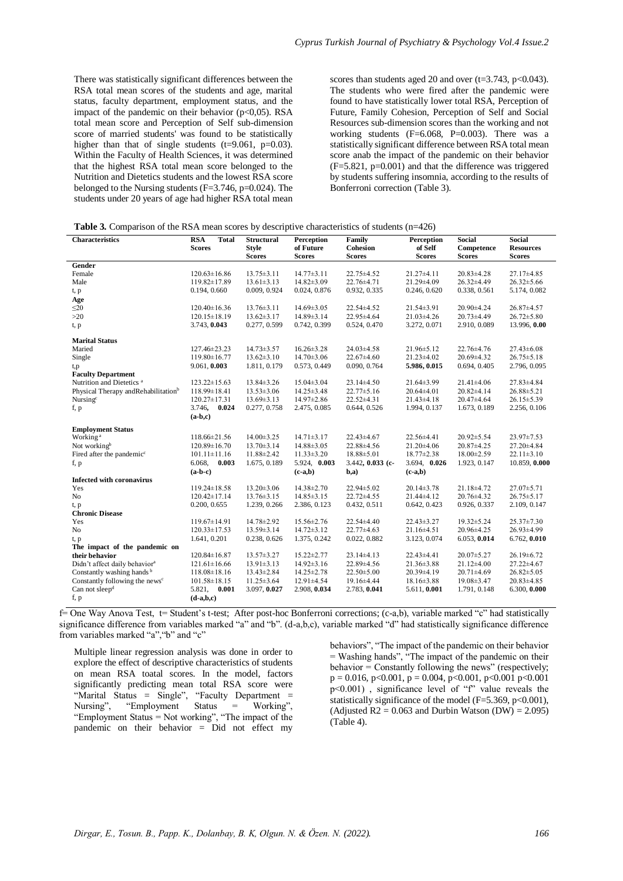There was statistically significant differences between the RSA total mean scores of the students and age, marital status, faculty department, employment status, and the impact of the pandemic on their behavior (p<0,05). RSA total mean score and Perception of Self sub-dimension score of married students' was found to be statistically higher than that of single students (t=9.061, p=0.03). Within the Faculty of Health Sciences, it was determined that the highest RSA total mean score belonged to the Nutrition and Dietetics students and the lowest RSA score belonged to the Nursing students (F=3.746, p=0.024). The students under 20 years of age had higher RSA total mean scores than students aged 20 and over (t=3.743, p<0.043). The students who were fired after the pandemic were found to have statistically lower total RSA, Perception of Future, Family Cohesion, Perception of Self and Social Resources sub-dimension scores than the working and not working students (F=6.068, P=0.003). There was a statistically significant difference between RSA total mean score anab the impact of the pandemic on their behavior (F=5.821, p=0.001) and that the difference was triggered by students suffering insomnia, according to the results of Bonferroni correction (Table 3).

**Table 3.** Comparison of the RSA mean scores by descriptive characteristics of students (n=426)

| Characteristics | RSA Total Scores | Structural Style Scores | Perception of Future Scores | Family Cohesion Scores | Perception of Self Scores | Social Competence Scores | Social Resources Scores |
|---|---|---|---|---|---|---|---|
| **Gender** | | | | | | | |
| Female | 120.63±16.86 | 13.75±3.11 | 14.77±3.11 | 22.75±4.52 | 21.27±4.11 | 20.83±4.28 | 27.17±4.85 |
| Male | 119.82±17.89 | 13.61±3.13 | 14.82±3.09 | 22.76±4.71 | 21.29±4.09 | 26.32±5.66 | 26.32±5.66 |
| t, p | 0.194, 0.660 | 0.009, 0.924 | 0.024, 0.876 | 0.932, 0.335 | 0.246, 0.620 | 0.338, 0.561 | 5.174, 0.082 |
| **Age** | | | | | | | |
| ≤20 | 120.40±16.36 | 13.76±3.11 | 14.69±3.05 | 22.54±4.52 | 21.54±3.91 | 20.90±4.24 | 26.87±4.57 |
| >20 | 120.15±18.19 | 13.62±3.17 | 14.89±3.14 | 22.95±4.64 | 21.03±4.26 | 20.73±4.49 | 26.72±5.80 |
| t, p | 3.743, **0.043** | 0.277, 0.599 | 0.742, 0.399 | 0.524, 0.470 | 3.272, 0.071 | 2.910, 0.089 | 13.996, **0.00** |
| **Marital Status** | | | | | | | |
| Maried | 127.46±23.23 | 14.73±3.57 | 16.26±3.28 | 24.03±4.58 | 21.96±5.12 | 22.76±4.76 | 27.43±6.08 |
| Single | 119.80±16.77 | 13.62±3.10 | 14.70±3.06 | 22.67±4.60 | 21.23±4.02 | 20.69±4.32 | 26.75±5.18 |
| t,p | 9.061, **0.003** | 1.811, 0.179 | 0.573, 0.449 | 0.090, 0.764 | **5.986, 0.015** | 0.694, 0.405 | 2.796, 0.095 |
| **Faculty Department** | | | | | | | |
| Nutrition and Dietetics [a] | 123.22±15.63 | 13.84±3.26 | 15.04±3.04 | 23.14±4.50 | 21.64±3.99 | 21.41±4.06 | 27.83±4.84 |
| Physical Therapy andRehabilitation[b] | 118.99±18.41 | 13.53±3.06 | 14.25±3.48 | 22.77±5.16 | 20.64±4.01 | 20.82±4.14 | 26.88±5.21 |
| Nursing[c] | 120.27±17.31 | 13.69±3.13 | 14.97±2.86 | 22.52±4.31 | 21.43±4.18 | 20.47±4.64 | 26.15±5.39 |
| f, p | 3.746, **0.024** **(a-b,c)** | 0.277, 0.758 | 2.475, 0.085 | 0.644, 0.526 | 1.994, 0.137 | 1.673, 0.189 | 2.256, 0.106 |
| **Employment Status** | | | | | | | |
| Working [a] | 118.66±21.56 | 14.00±3.25 | 14.71±3.17 | 22.43±4.67 | 22.56±4.41 | 20.92±5.54 | 23.97±7.53 |
| Not working[b] | 120.89±16.70 | 13.70±3.14 | 14.88±3.05 | 22.88±4.56 | 21.20±4.06 | 20.87±4.25 | 27.20±4.84 |
| Fired after the pandemic[c] | 101.11±11.16 | 11.88±2.42 | 11.33±3.20 | 18.88±5.01 | 18.77±2.38 | 18.00±2.59 | 22.11±3.10 |
| f, p | 6.068, **0.003** **(a-b-c)** | 1.675, 0.189 | 5.924, **0.003** **(c-a,b)** | 3.442, **0.033 (c-b,a)** | 3.694, **0.026** **(c-a,b)** | 1.923, 0.147 | 10.859, **0.000** |
| **Infected with coronavirus** | | | | | | | |
| Yes | 119.24±18.58 | 13.20±3.06 | 14.38±2.70 | 22.94±5.02 | 20.14±3.78 | 21.18±4.72 | 27.07±5.71 |
| No | 120.42±17.14 | 13.76±3.15 | 14.85±3.15 | 22.72±4.55 | 21.44±4.12 | 20.76±4.32 | 26.75±5.17 |
| t, p | 0.200, 0.655 | 1.239, 0.266 | 2.386, 0.123 | 0.432, 0.511 | 0.642, 0.423 | 0.926, 0.337 | 2.109, 0.147 |
| **Chronic Disease** | | | | | | | |
| Yes | 119.67±14.91 | 14.78±2.92 | 15.56±2.76 | 22.54±4.40 | 22.43±3.27 | 19.32±5.24 | 25.37±7.30 |
| No | 120.33±17.53 | 13.59±3.14 | 14.72±3.12 | 22.77±4.63 | 21.16±4.51 | 20.96±4.25 | 26.93±4.99 |
| t, p | 1.641, 0.201 | 0.238, 0.626 | 1.375, 0.242 | 0.022, 0.882 | 3.123, 0.074 | 6.053, **0.014** | 6.762, **0.010** |
| **The impact of the pandemic on their behavior** | 120.84±16.87 | 13.57±3.27 | 15.22±2.77 | 23.14±4.13 | 22.43±4.41 | 20.07±5.27 | 26.19±6.72 |
| Didn't affect daily behavior[a] | 121.61±16.66 | 13.91±3.13 | 14.92±3.16 | 22.89±4.56 | 21.36±3.88 | 21.12±4.00 | 27.22±4.67 |
| Constantly washing hands [b] | 118.08±18.16 | 13.43±2.84 | 14.25±2.78 | 22.50±5.00 | 20.39±4.19 | 20.71±4.69 | 26.82±5.05 |
| Constantly following the news[c] | 101.58±18.15 | 11.25±3.64 | 12.91±4.54 | 19.16±4.54 | 18.16±3.88 | 19.08±3.47 | 20.83±4.85 |
| Can not sleep[d] | 5.821, **0.001** | 3.097, **0.027** | 2.908, **0.034** | 2.783, **0.041** | 5.611, **0.001** | 1.791, 0.148 | 6.300, **0.000** |
| f, p | **(d-a,b,c)** | | | | | | |

f= One Way Anova Test, t= Student's t-test; After post-hoc Bonferroni corrections; (c-a,b), variable marked "c" had statistically significance difference from variables marked "a" and "b". (d-a,b,c), variable marked "d" had statistically significance difference from variables marked "a","b" and "c"

Multiple linear regression analysis was done in order to explore the effect of descriptive characteristics of students on mean RSA toatal scores. In the model, factors significantly predicting mean total RSA score were "Marital Status = Single", "Faculty Department = Nursing", "Employment Status = Working", "Employment Status = Not working", "The impact of the pandemic on their behavior = Did not effect my behaviors", "The impact of the pandemic on their behavior = Washing hands", "The impact of the pandemic on their behavior = Constantly following the news" (respectively; p = 0.016, p<0.001, p = 0.004, p<0.001, p<0.001 p<0.001 p<0.001) , significance level of "f" value reveals the statistically significance of the model (F=5.369, p<0.001), (Adjusted R2 = 0.063 and Durbin Watson (DW) = 2.095) (Table 4).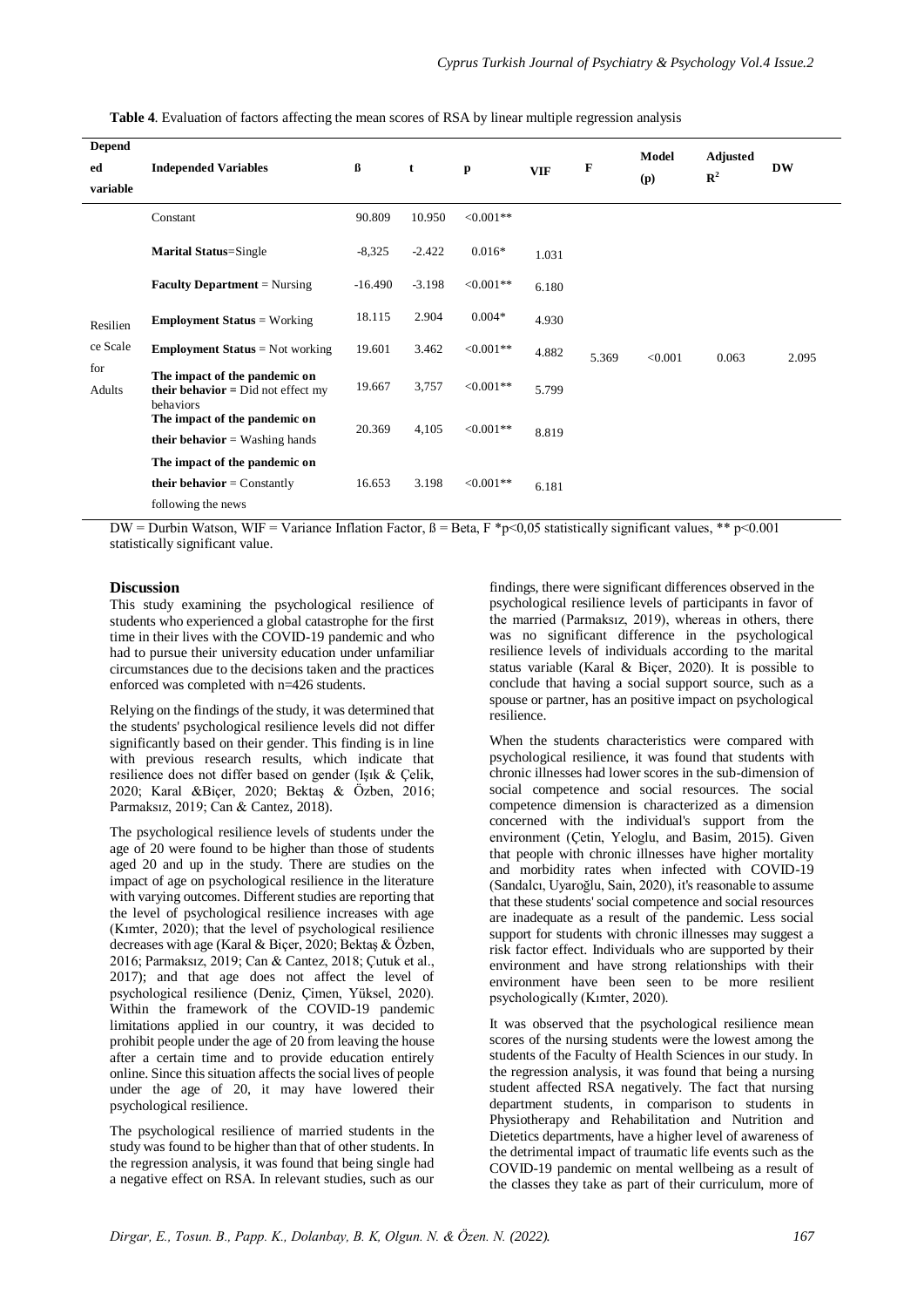**Table 4**. Evaluation of factors affecting the mean scores of RSA by linear multiple regression analysis

| Depended variable | Independed Variables | ß | t | p | VIF | F | Model (p) | Adjusted $R^2$ | DW |
|---|---|---|---|---|---|---|---|---|---|
| Resilience Scale for Adults | Constant | 90.809 | 10.950 | <0.001** | | 5.369 | <0.001 | 0.063 | 2.095 |
| | **Marital Status**=Single | -8,325 | -2.422 | 0.016* | 1.031 | | | | |
| | **Faculty Department** = Nursing | -16.490 | -3.198 | <0.001** | 6.180 | | | | |
| | **Employment Status** = Working | 18.115 | 2.904 | 0.004* | 4.930 | | | | |
| | **Employment Status** = Not working | 19.601 | 3.462 | <0.001** | 4.882 | | | | |
| | **The impact of the pandemic on their behavior =** Did not effect my behaviors | 19.667 | 3,757 | <0.001** | 5.799 | | | | |
| | **The impact of the pandemic on their behavior** = Washing hands | 20.369 | 4,105 | <0.001** | 8.819 | | | | |
| | **The impact of the pandemic on their behavior** = Constantly following the news | 16.653 | 3.198 | <0.001** | 6.181 | | | | |

DW = Durbin Watson, WIF = Variance Inflation Factor, ß = Beta, F *p<0,05 statistically significant values, ** p<0.001 statistically significant value.

## Discussion

This study examining the psychological resilience of students who experienced a global catastrophe for the first time in their lives with the COVID-19 pandemic and who had to pursue their university education under unfamiliar circumstances due to the decisions taken and the practices enforced was completed with n=426 students.

Relying on the findings of the study, it was determined that the students' psychological resilience levels did not differ significantly based on their gender. This finding is in line with previous research results, which indicate that resilience does not differ based on gender (Işık & Çelik, 2020; Karal &Biçer, 2020; Bektaş & Özben, 2016; Parmaksız, 2019; Can & Cantez, 2018).

The psychological resilience levels of students under the age of 20 were found to be higher than those of students aged 20 and up in the study. There are studies on the impact of age on psychological resilience in the literature with varying outcomes. Different studies are reporting that the level of psychological resilience increases with age (Kımter, 2020); that the level of psychological resilience decreases with age (Karal & Biçer, 2020; Bektaş & Özben, 2016; Parmaksız, 2019; Can & Cantez, 2018; Çutuk et al., 2017); and that age does not affect the level of psychological resilience (Deniz, Çimen, Yüksel, 2020). Within the framework of the COVID-19 pandemic limitations applied in our country, it was decided to prohibit people under the age of 20 from leaving the house after a certain time and to provide education entirely online. Since this situation affects the social lives of people under the age of 20, it may have lowered their psychological resilience.

The psychological resilience of married students in the study was found to be higher than that of other students. In the regression analysis, it was found that being single had a negative effect on RSA. In relevant studies, such as our findings, there were significant differences observed in the psychological resilience levels of participants in favor of the married (Parmaksız, 2019), whereas in others, there was no significant difference in the psychological resilience levels of individuals according to the marital status variable (Karal & Biçer, 2020). It is possible to conclude that having a social support source, such as a spouse or partner, has an positive impact on psychological resilience.

When the students characteristics were compared with psychological resilience, it was found that students with chronic illnesses had lower scores in the sub-dimension of social competence and social resources. The social competence dimension is characterized as a dimension concerned with the individual's support from the environment (Çetin, Yeloglu, and Basim, 2015). Given that people with chronic illnesses have higher mortality and morbidity rates when infected with COVID-19 (Sandalcı, Uyaroğlu, Sain, 2020), it's reasonable to assume that these students' social competence and social resources are inadequate as a result of the pandemic. Less social support for students with chronic illnesses may suggest a risk factor effect. Individuals who are supported by their environment and have strong relationships with their environment have been seen to be more resilient psychologically (Kımter, 2020).

It was observed that the psychological resilience mean scores of the nursing students were the lowest among the students of the Faculty of Health Sciences in our study. In the regression analysis, it was found that being a nursing student affected RSA negatively. The fact that nursing department students, in comparison to students in Physiotherapy and Rehabilitation and Nutrition and Dietetics departments, have a higher level of awareness of the detrimental impact of traumatic life events such as the COVID-19 pandemic on mental wellbeing as a result of the classes they take as part of their curriculum, more of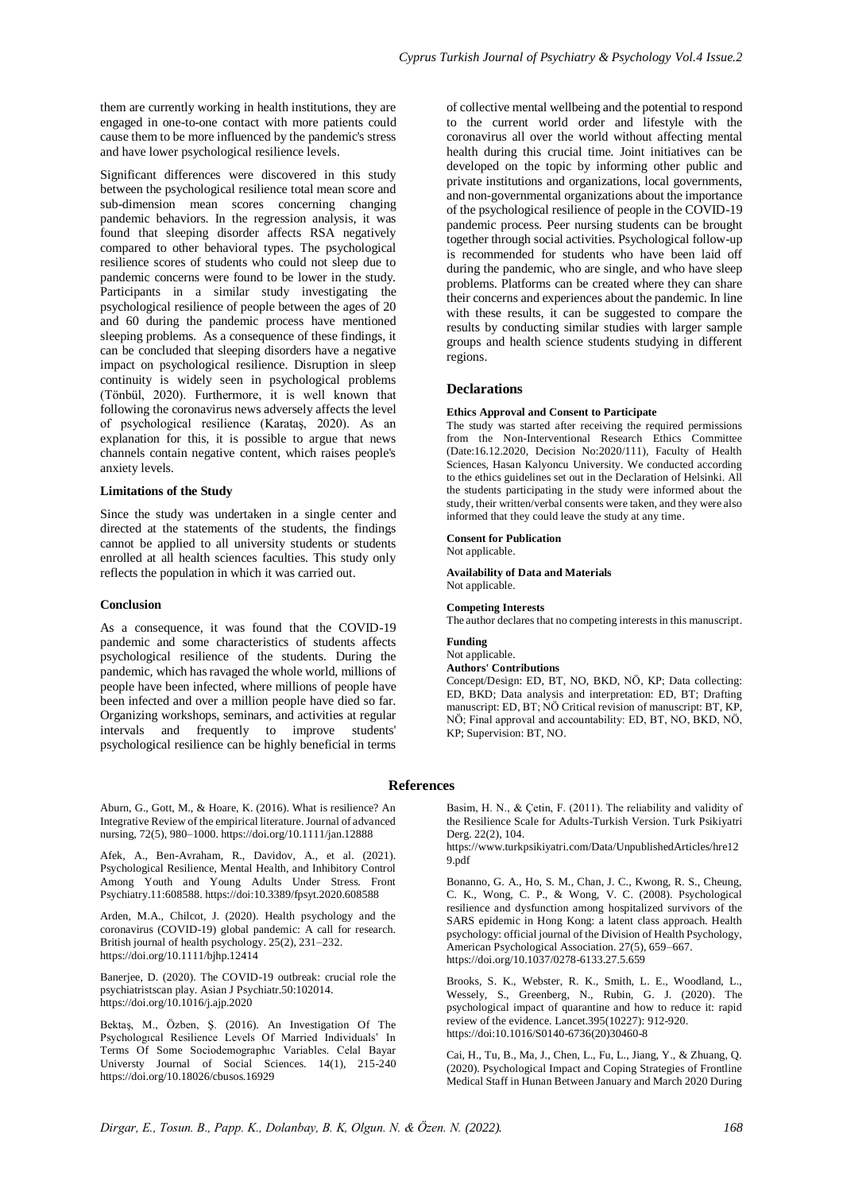them are currently working in health institutions, they are engaged in one-to-one contact with more patients could cause them to be more influenced by the pandemic's stress and have lower psychological resilience levels.

Significant differences were discovered in this study between the psychological resilience total mean score and sub-dimension mean scores concerning changing pandemic behaviors. In the regression analysis, it was found that sleeping disorder affects RSA negatively compared to other behavioral types. The psychological resilience scores of students who could not sleep due to pandemic concerns were found to be lower in the study. Participants in a similar study investigating the psychological resilience of people between the ages of 20 and 60 during the pandemic process have mentioned sleeping problems. As a consequence of these findings, it can be concluded that sleeping disorders have a negative impact on psychological resilience. Disruption in sleep continuity is widely seen in psychological problems (Tönbül, 2020). Furthermore, it is well known that following the coronavirus news adversely affects the level of psychological resilience (Karataş, 2020). As an explanation for this, it is possible to argue that news channels contain negative content, which raises people's anxiety levels.

### Limitations of the Study

Since the study was undertaken in a single center and directed at the statements of the students, the findings cannot be applied to all university students or students enrolled at all health sciences faculties. This study only reflects the population in which it was carried out.

### Conclusion

As a consequence, it was found that the COVID-19 pandemic and some characteristics of students affects psychological resilience of the students. During the pandemic, which has ravaged the whole world, millions of people have been infected, where millions of people have been infected and over a million people have died so far. Organizing workshops, seminars, and activities at regular intervals and frequently to improve students' psychological resilience can be highly beneficial in terms of collective mental wellbeing and the potential to respond to the current world order and lifestyle with the coronavirus all over the world without affecting mental health during this crucial time. Joint initiatives can be developed on the topic by informing other public and private institutions and organizations, local governments, and non-governmental organizations about the importance of the psychological resilience of people in the COVID-19 pandemic process. Peer nursing students can be brought together through social activities. Psychological follow-up is recommended for students who have been laid off during the pandemic, who are single, and who have sleep problems. Platforms can be created where they can share their concerns and experiences about the pandemic. In line with these results, it can be suggested to compare the results by conducting similar studies with larger sample groups and health science students studying in different regions.

## Declarations

**Ethics Approval and Consent to Participate**

The study was started after receiving the required permissions from the Non-Interventional Research Ethics Committee (Date:16.12.2020, Decision No:2020/111), Faculty of Health Sciences, Hasan Kalyoncu University. We conducted according to the ethics guidelines set out in the Declaration of Helsinki. All the students participating in the study were informed about the study, their written/verbal consents were taken, and they were also informed that they could leave the study at any time.

**Consent for Publication**

Not applicable.

**Availability of Data and Materials**

Not applicable.

**Competing Interests**

The author declares that no competing interests in this manuscript.

**Funding**

Not applicable.

**Authors' Contributions**

Concept/Design: ED, BT, NO, BKD, NÖ, KP; Data collecting: ED, BKD; Data analysis and interpretation: ED, BT; Drafting manuscript: ED, BT; NÖ Critical revision of manuscript: BT, KP, NÖ; Final approval and accountability: ED, BT, NO, BKD, NÖ, KP; Supervision: BT, NO.

## References

Aburn, G., Gott, M., & Hoare, K. (2016). What is resilience? An Integrative Review of the empirical literature. Journal of advanced nursing, 72(5), 980–1000. https://doi.org/10.1111/jan.12888

Afek, A., Ben-Avraham, R., Davidov, A., et al. (2021). Psychological Resilience, Mental Health, and Inhibitory Control Among Youth and Young Adults Under Stress. Front Psychiatry.11:608588. https://doi:10.3389/fpsyt.2020.608588

Arden, M.A., Chilcot, J. (2020). Health psychology and the coronavirus (COVID‐19) global pandemic: A call for research. British journal of health psychology. 25(2), 231–232. https://doi.org/10.1111/bjhp.12414

Banerjee, D. (2020). The COVID-19 outbreak: crucial role the psychiatristscan play. Asian J Psychiatr.50:102014. https://doi.org/10.1016/j.ajp.2020

Bektaş, M., Özben, Ş. (2016). An Investigation Of The Psychologıcal Resilience Levels Of Married Individuals' In Terms Of Some Sociodemographıc Variables. Celal Bayar Universty Journal of Social Sciences. 14(1), 215-240 https://doi.org/10.18026/cbusos.16929

Basim, H. N., & Çetin, F. (2011). The reliability and validity of the Resilience Scale for Adults-Turkish Version. Turk Psikiyatri Derg. 22(2), 104. https://www.turkpsikiyatri.com/Data/UnpublishedArticles/hre129.pdf

Bonanno, G. A., Ho, S. M., Chan, J. C., Kwong, R. S., Cheung, C. K., Wong, C. P., & Wong, V. C. (2008). Psychological resilience and dysfunction among hospitalized survivors of the SARS epidemic in Hong Kong: a latent class approach. Health psychology: official journal of the Division of Health Psychology, American Psychological Association. 27(5), 659–667. https://doi.org/10.1037/0278-6133.27.5.659

Brooks, S. K., Webster, R. K., Smith, L. E., Woodland, L., Wessely, S., Greenberg, N., Rubin, G. J. (2020). The psychological impact of quarantine and how to reduce it: rapid review of the evidence. Lancet.395(10227): 912-920. https://doi:10.1016/S0140-6736(20)30460-8

Cai, H., Tu, B., Ma, J., Chen, L., Fu, L., Jiang, Y., & Zhuang, Q. (2020). Psychological Impact and Coping Strategies of Frontline Medical Staff in Hunan Between January and March 2020 During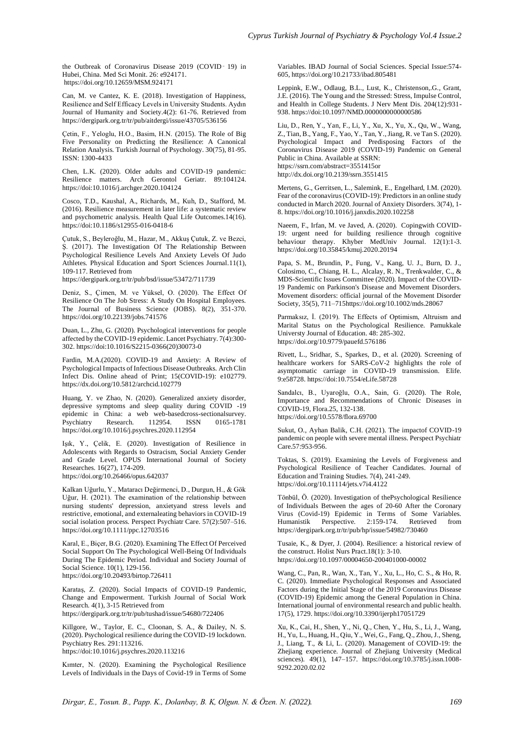the Outbreak of Coronavirus Disease 2019 (COVID‑19) in Hubei, China. Med Sci Monit. 26: e924171. https://doi.org/10.12659/MSM.924171

Can, M. ve Cantez, K. E. (2018). Investigation of Happiness, Resilience and Self Efficacy Levels in University Students. Aydın Journal of Humanity and Society.4(2): 61-76. Retrieved from https://dergipark.org.tr/tr/pub/aitdergi/issue/43705/536156

Çetin, F., Yeloglu, H.O., Basim, H.N. (2015). The Role of Big Five Personality on Predicting the Resilience: A Canonical Relation Analysis. Turkish Journal of Psychology. 30(75), 81-95. ISSN: 1300-4433

Chen, L.K. (2020). Older adults and COVID-19 pandemic: Resilience matters. Arch Gerontol Geriatr. 89:104124. https://doi:10.1016/j.archger.2020.104124

Cosco, T.D., Kaushal, A., Richards, M., Kuh, D., Stafford, M. (2016). Resilience measurement in later life: a systematic review and psychometric analysis. Health Qual Life Outcomes.14(16). https://doi:10.1186/s12955-016-0418-6

Çutuk, S., Beyleroğlu, M., Hazar, M., Akkuş Çutuk, Z. ve Bezci, Ş. (2017). The Investigation Of The Relationship Between Psychological Resilience Levels And Anxiety Levels Of Judo Athletes. Physical Education and Sport Sciences Journal.11(1), 109-117. Retrieved from https://dergipark.org.tr/tr/pub/bsd/issue/53472/711739

Deniz, S., Çimen, M. ve Yüksel, O. (2020). The Effect Of Resilience On The Job Stress: A Study On Hospital Employees. The Journal of Business Science (JOBS). 8(2), 351-370. https://doi.org/10.22139/jobs.741576

Duan, L., Zhu, G. (2020). Psychological interventions for people affected by the COVID-19 epidemic. Lancet Psychiatry. 7(4):300-302. https://doi:10.1016/S2215-0366(20)30073-0

Fardin, M.A.(2020). COVID-19 and Anxiety: A Review of Psychological Impacts of Infectious Disease Outbreaks. Arch Clin Infect Dis. Online ahead of Print; 15(COVID-19): e102779. https://dx.doi.org/10.5812/archcid.102779

Huang, Y. ve Zhao, N. (2020). Generalized anxiety disorder, depressive symptoms and sleep quality during COVID -19 epidemic in China: a web web-basedcross-sectionalsurvey. Psychiatry Research. 112954. ISSN 0165-1781 https://doi.org/10.1016/j.psychres.2020.112954

Işık, Y., Çelik, E. (2020). Investigation of Resilience in Adolescents with Regards to Ostracism, Social Anxiety Gender and Grade Level. OPUS International Journal of Society Researches. 16(27), 174-209. https://doi.org/10.26466/opus.642037

Kalkan Uğurlu, Y., Mataracı Değirmenci, D., Durgun, H., & Gök Uğur, H. (2021). The examination of the relationship between nursing students' depression, anxietyand stress levels and restrictive, emotional, and externaleating behaviors in COVID-19 social isolation process. Perspect Psychiatr Care. 57(2):507–516. https://doi.org/10.1111/ppc.12703516

Karal, E., Biçer, B.G. (2020). Examining The Effect Of Perceived Social Support On The Psychological Well-Being Of Individuals During The Epidemic Period. Individual and Society Journal of Social Science. 10(1), 129-156. https://doi.org/10.20493/birtop.726411

Karataş, Z. (2020). Social Impacts of COVID-19 Pandemic, Change and Empowerment. Turkish Journal of Social Work Research. 4(1), 3-15 Retrieved from https://dergipark.org.tr/tr/pub/tushad/issue/54680/722406

Killgore, W., Taylor, E. C., Cloonan, S. A., & Dailey, N. S. (2020). Psychological resilience during the COVID-19 lockdown. Psychiatry Res. 291:113216. https://doi:10.1016/j.psychres.2020.113216

Kımter, N. (2020). Examining the Psychological Resilience Levels of Individuals in the Days of Covid-19 in Terms of Some Variables. IBAD Journal of Social Sciences. Special Issue:574-605, https://doi.org/10.21733/ibad.805481

Leppink, E.W., Odlaug, B.L., Lust, K., Christenson,.G., Grant, J.E. (2016). The Young and the Stressed: Stress, Impulse Control, and Health in College Students. J Nerv Ment Dis. 204(12):931-938. https://doi:10.1097/NMD.0000000000000586

Liu, D., Ren, Y., Yan, F., Li, Y., Xu, X., Yu, X., Qu, W., Wang, Z., Tian, B., Yang, F., Yao, Y., Tan, Y., Jiang, R. ve Tan S. (2020). Psychological Impact and Predisposing Factors of the Coronavirus Disease 2019 (COVID-19) Pandemic on General Public in China. Available at SSRN: https://ssrn.com/abstract=3551415or http://dx.doi.org/10.2139/ssrn.3551415

Mertens, G., Gerritsen, L., Salemink, E., Engelhard, I.M. (2020). Fear of the coronavirus (COVID-19): Predictors in an online study conducted in March 2020. Journal of Anxiety Disorders. 3(74), 1-8. https://doi.org/10.1016/j.janxdis.2020.102258

Naeem, F., Irfan, M. ve Javed, A. (2020). Copingwith COVID-19: urgent need for building resilience through cognitive behaviour therapy. Khyber MedUniv Journal. 12(1):1-3. https://doi.org/10.35845/kmuj.2020.20194

Papa, S. M., Brundin, P., Fung, V., Kang, U. J., Burn, D. J., Colosimo, C., Chiang, H. L., Alcalay, R. N., Trenkwalder, C., & MDS-Scientific Issues Committee (2020). Impact of the COVID-19 Pandemic on Parkinson's Disease and Movement Disorders. Movement disorders: official journal of the Movement Disorder Society, 35(5), 711–715https://doi.org/10.1002/mds.28067

Parmaksız, İ. (2019). The Effects of Optimism, Altruism and Marital Status on the Psychological Resilience. Pamukkale Universty Journal of Education. 48: 285-302. https://doi.org/10.9779/pauefd.576186

Rivett, L., Sridhar, S., Sparkes, D., et al. (2020). Screening of healthcare workers for SARS-CoV-2 highlights the role of asymptomatic carriage in COVID-19 transmission. Elife. 9:e58728. https://doi:10.7554/eLife.58728

Sandalcı, B., Uyaroğlu, O.A., Sain, G. (2020). The Role, Importance and Recommendations of Chronic Diseases in COVID-19, Flora.25, 132-138. https://doi.org/10.5578/flora.69700

Sukut, O., Ayhan Balik, C.H. (2021). The impactof COVID-19 pandemic on people with severe mental illness. Perspect Psychiatr Care.57:953-956.

Toktas, S. (2019). Examining the Levels of Forgiveness and Psychological Resilience of Teacher Candidates. Journal of Education and Training Studies. 7(4), 241-249. https://doi.org/10.11114/jets.v7i4.4122

Tönbül, Ö. (2020). Investigation of thePsychological Resilience of Individuals Between the ages of 20-60 After the Coronary Virus (Covid-19) Epidemic in Terms of Some Variables. Humanistik Perspective. 2:159-174. Retrieved from https://dergipark.org.tr/tr/pub/hp/issue/54982/730460

Tusaie, K., & Dyer, J. (2004). Resilience: a historical review of the construct. Holist Nurs Pract.18(1): 3-10. https://doi.org/10.1097/00004650-200401000-00002

Wang, C., Pan, R., Wan, X., Tan, Y., Xu, L., Ho, C. S., & Ho, R. C. (2020). Immediate Psychological Responses and Associated Factors during the Initial Stage of the 2019 Coronavirus Disease (COVID-19) Epidemic among the General Population in China. International journal of environmental research and public health. 17(5), 1729. https://doi.org/10.3390/ijerph17051729

Xu, K., Cai, H., Shen, Y., Ni, Q., Chen, Y., Hu, S., Li, J., Wang, H., Yu, L., Huang, H., Qiu, Y., Wei, G., Fang, Q., Zhou, J., Sheng, J., Liang, T., & Li, L. (2020). Management of COVID-19: the Zhejiang experience. Journal of Zhejiang University (Medical sciences). 49(1), 147–157. https://doi.org/10.3785/j.issn.1008-9292.2020.02.02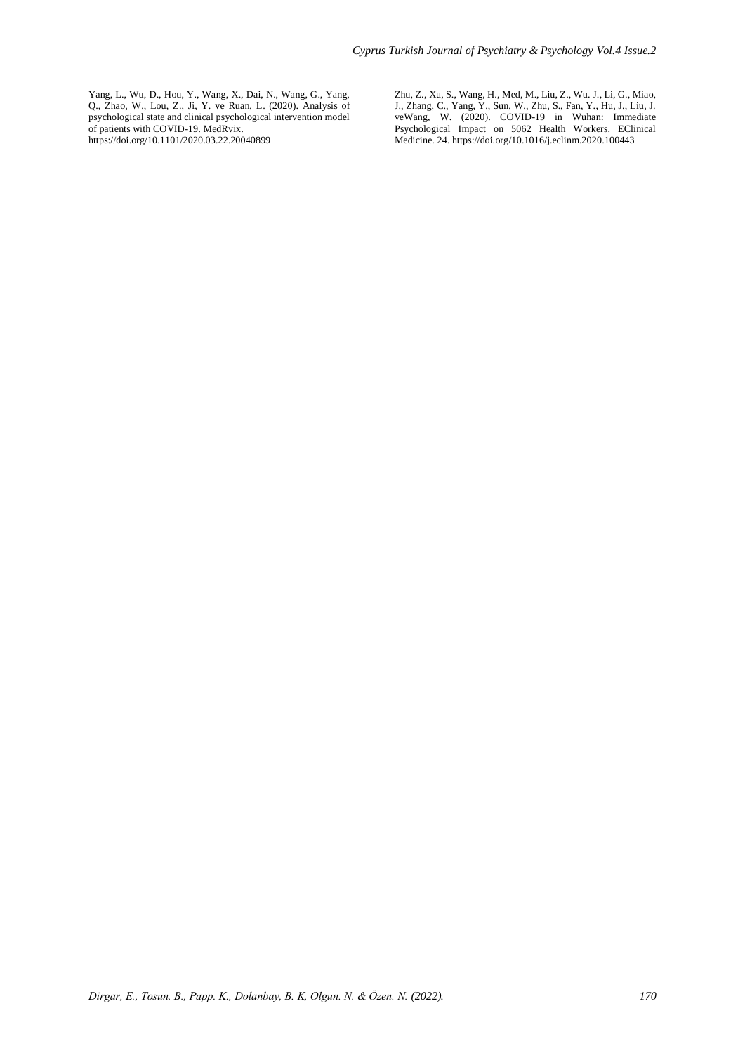Yang, L., Wu, D., Hou, Y., Wang, X., Dai, N., Wang, G., Yang, Q., Zhao, W., Lou, Z., Ji, Y. ve Ruan, L. (2020). Analysis of psychological state and clinical psychological intervention model of patients with COVID-19. MedRvix. https://doi.org/10.1101/2020.03.22.20040899

Zhu, Z., Xu, S., Wang, H., Med, M., Liu, Z., Wu. J., Li, G., Miao, J., Zhang, C., Yang, Y., Sun, W., Zhu, S., Fan, Y., Hu, J., Liu, J. veWang, W. (2020). COVID-19 in Wuhan: Immediate Psychological Impact on 5062 Health Workers. EClinical Medicine. 24. https://doi.org/10.1016/j.eclinm.2020.100443